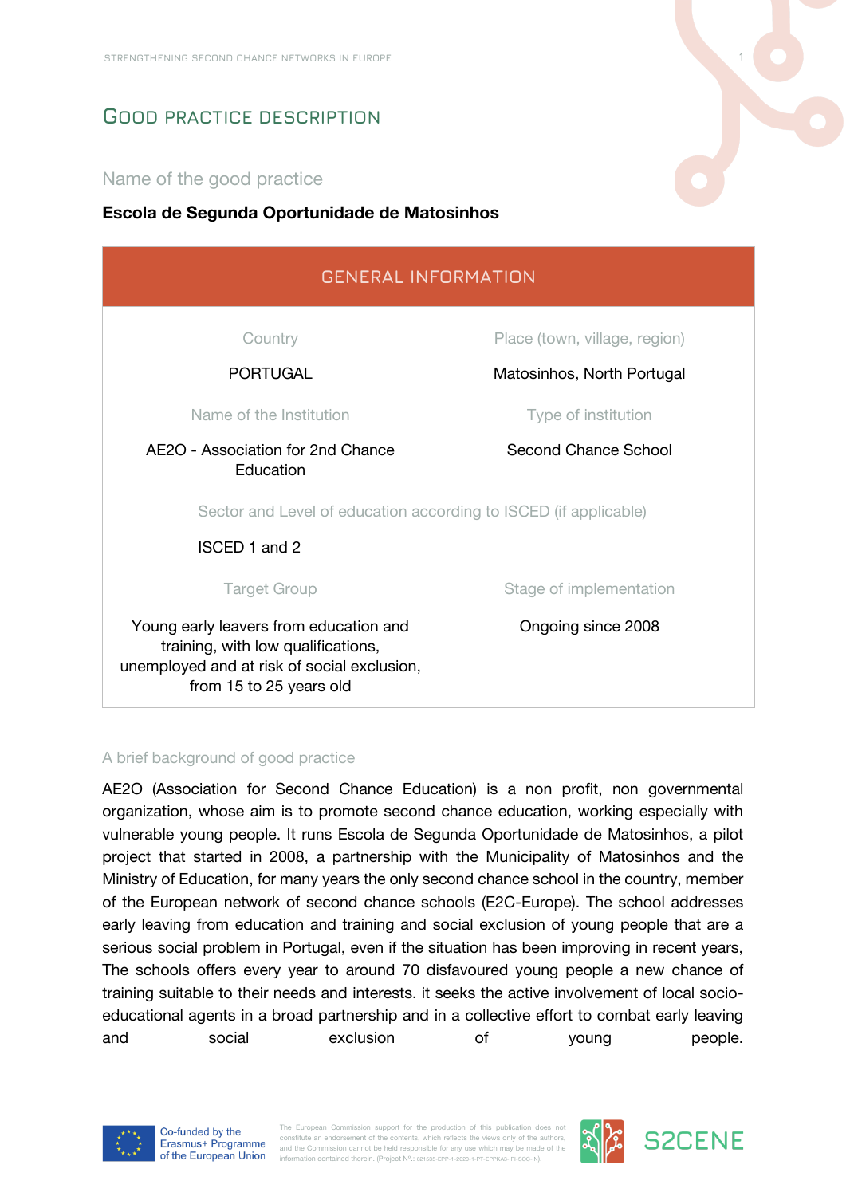# Good practice description

## Name of the good practice

**Escola de Segunda Oportunidade de Matosinhos**

## GENERAL INFORMATION

| Country | Place (town, village, region) |
|---|---|
| PORTUGAL | Matosinhos, North Portugal |
| **Name of the Institution** | **Type of institution** |
| AE2O - Association for 2nd Chance Education | Second Chance School |
| **Sector and Level of education according to ISCED (if applicable)** | |
| ISCED 1 and 2 | |
| **Target Group** | **Stage of implementation** |
| Young early leavers from education and training, with low qualifications, unemployed and at risk of social exclusion, from 15 to 25 years old | Ongoing since 2008 |

## A brief background of good practice

AE2O (Association for Second Chance Education) is a non profit, non governmental organization, whose aim is to promote second chance education, working especially with vulnerable young people. It runs Escola de Segunda Oportunidade de Matosinhos, a pilot project that started in 2008, a partnership with the Municipality of Matosinhos and the Ministry of Education, for many years the only second chance school in the country, member of the European network of second chance schools (E2C-Europe). The school addresses early leaving from education and training and social exclusion of young people that are a serious social problem in Portugal, even if the situation has been improving in recent years, The schools offers every year to around 70 disfavoured young people a new chance of training suitable to their needs and interests. it seeks the active involvement of local socio-educational agents in a broad partnership and in a collective effort to combat early leaving and social exclusion of young people.

Co-funded by the Erasmus+ Programme of the European Union

The European Commission support for the production of this publication does not constitute an endorsement of the contents, which reflects the views only of the authors, and the Commission cannot be held responsible for any use which may be made of the information contained therein. (Project N°.: 621535-EPP-1-2020-1-PT-EPPKA3-IPI-SOC-IN).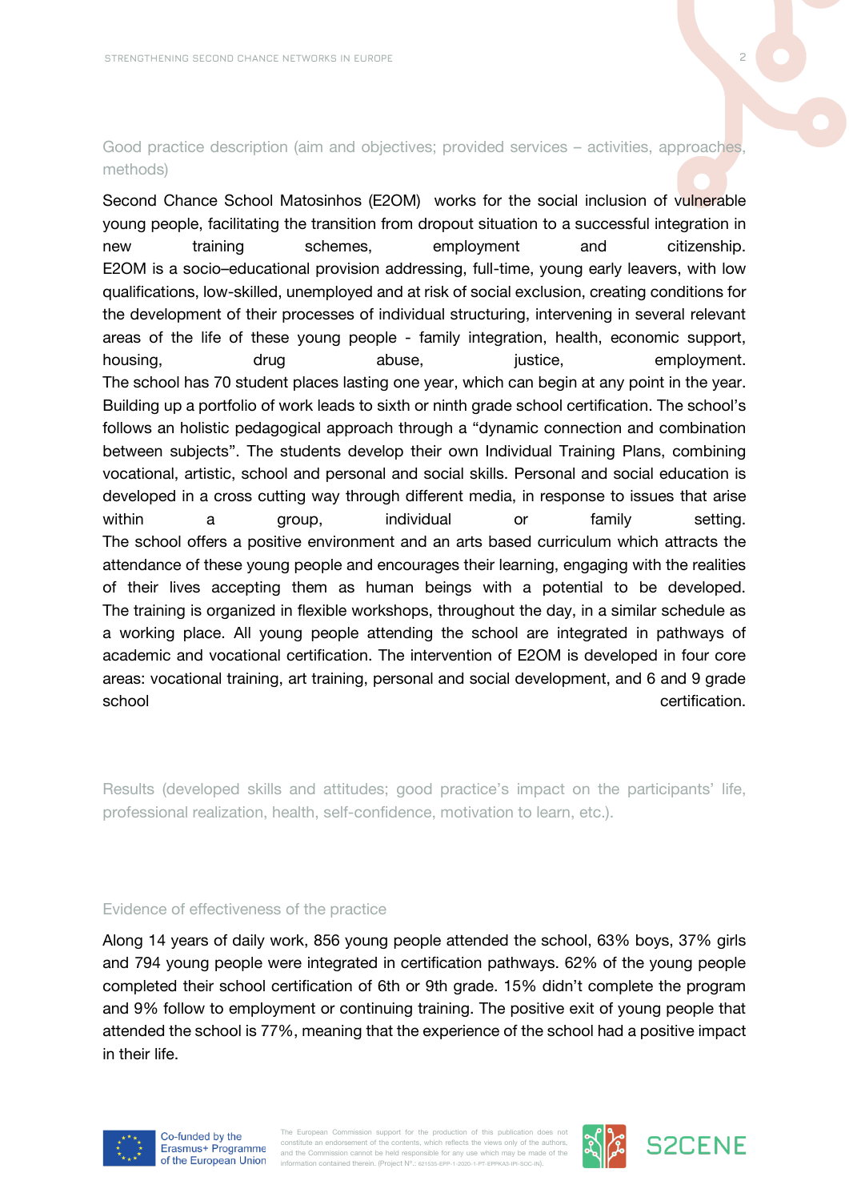## Good practice description (aim and objectives; provided services – activities, approaches, methods)

Second Chance School Matosinhos (E2OM) works for the social inclusion of vulnerable young people, facilitating the transition from dropout situation to a successful integration in new training schemes, employment and citizenship.
E2OM is a socio–educational provision addressing, full-time, young early leavers, with low qualifications, low-skilled, unemployed and at risk of social exclusion, creating conditions for the development of their processes of individual structuring, intervening in several relevant areas of the life of these young people - family integration, health, economic support, housing, drug abuse, justice, employment.
The school has 70 student places lasting one year, which can begin at any point in the year. Building up a portfolio of work leads to sixth or ninth grade school certification. The school's follows an holistic pedagogical approach through a "dynamic connection and combination between subjects". The students develop their own Individual Training Plans, combining vocational, artistic, school and personal and social skills. Personal and social education is developed in a cross cutting way through different media, in response to issues that arise within a group, individual or family setting.
The school offers a positive environment and an arts based curriculum which attracts the attendance of these young people and encourages their learning, engaging with the realities of their lives accepting them as human beings with a potential to be developed.
The training is organized in flexible workshops, throughout the day, in a similar schedule as a working place. All young people attending the school are integrated in pathways of academic and vocational certification. The intervention of E2OM is developed in four core areas: vocational training, art training, personal and social development, and 6 and 9 grade school certification.

## Results (developed skills and attitudes; good practice's impact on the participants' life, professional realization, health, self-confidence, motivation to learn, etc.).

## Evidence of effectiveness of the practice

Along 14 years of daily work, 856 young people attended the school, 63% boys, 37% girls and 794 young people were integrated in certification pathways. 62% of the young people completed their school certification of 6th or 9th grade. 15% didn't complete the program and 9% follow to employment or continuing training. The positive exit of young people that attended the school is 77%, meaning that the experience of the school had a positive impact in their life.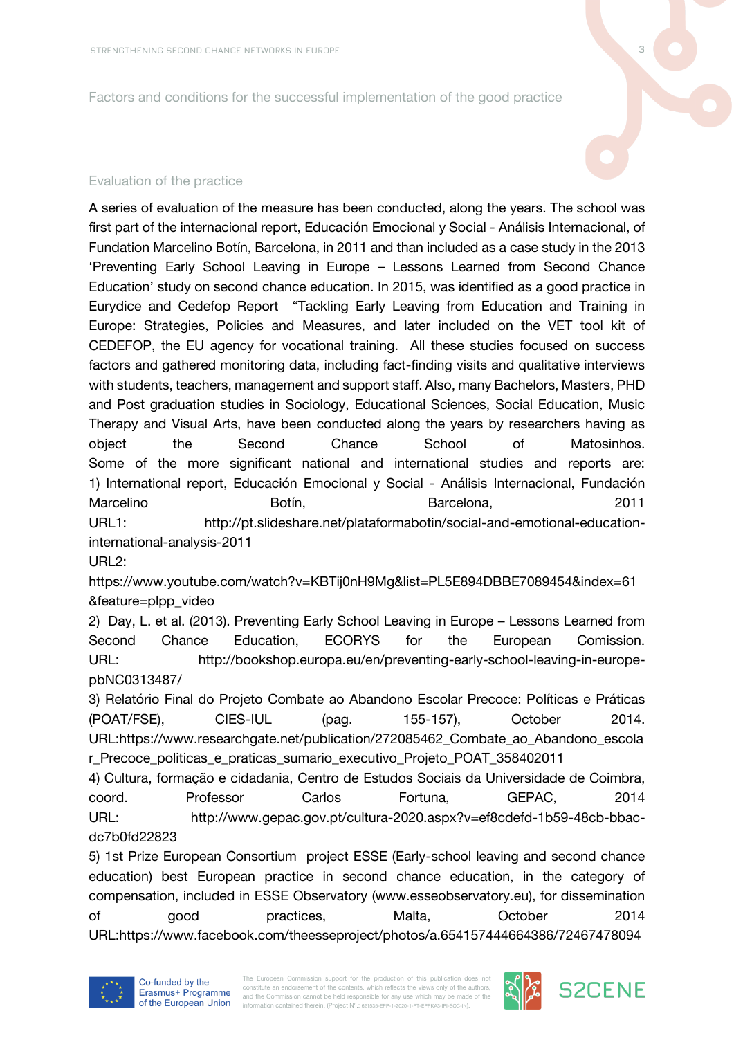## Factors and conditions for the successful implementation of the good practice

## Evaluation of the practice

A series of evaluation of the measure has been conducted, along the years. The school was first part of the internacional report, Educación Emocional y Social - Análisis Internacional, of Fundation Marcelino Botín, Barcelona, in 2011 and than included as a case study in the 2013 'Preventing Early School Leaving in Europe – Lessons Learned from Second Chance Education' study on second chance education. In 2015, was identified as a good practice in Eurydice and Cedefop Report "Tackling Early Leaving from Education and Training in Europe: Strategies, Policies and Measures, and later included on the VET tool kit of CEDEFOP, the EU agency for vocational training. All these studies focused on success factors and gathered monitoring data, including fact-finding visits and qualitative interviews with students, teachers, management and support staff. Also, many Bachelors, Masters, PHD and Post graduation studies in Sociology, Educational Sciences, Social Education, Music Therapy and Visual Arts, have been conducted along the years by researchers having as object the Second Chance School of Matosinhos.

Some of the more significant national and international studies and reports are:

1) International report, Educación Emocional y Social - Análisis Internacional, Fundación Marcelino Botín, Barcelona, 2011
URL1: http://pt.slideshare.net/plataformabotin/social-and-emotional-education-international-analysis-2011
URL2:
https://www.youtube.com/watch?v=KBTij0nH9Mg&list=PL5E894DBBE7089454&index=61&feature=plpp_video

2) Day, L. et al. (2013). Preventing Early School Leaving in Europe – Lessons Learned from Second Chance Education, ECORYS for the European Comission.
URL: http://bookshop.europa.eu/en/preventing-early-school-leaving-in-europe-pbNC0313487/

3) Relatório Final do Projeto Combate ao Abandono Escolar Precoce: Políticas e Práticas (POAT/FSE), CIES-IUL (pag. 155-157), October 2014.
URL:https://www.researchgate.net/publication/272085462_Combate_ao_Abandono_escolar_Precoce_politicas_e_praticas_sumario_executivo_Projeto_POAT_358402011

4) Cultura, formação e cidadania, Centro de Estudos Sociais da Universidade de Coimbra, coord. Professor Carlos Fortuna, GEPAC, 2014
URL: http://www.gepac.gov.pt/cultura-2020.aspx?v=ef8cdefd-1b59-48cb-bbac-dc7b0fd22823

5) 1st Prize European Consortium project ESSE (Early-school leaving and second chance education) best European practice in second chance education, in the category of compensation, included in ESSE Observatory (www.esseobservatory.eu), for dissemination of good practices, Malta, October 2014
URL:https://www.facebook.com/theesseproject/photos/a.654157444664386/72467478094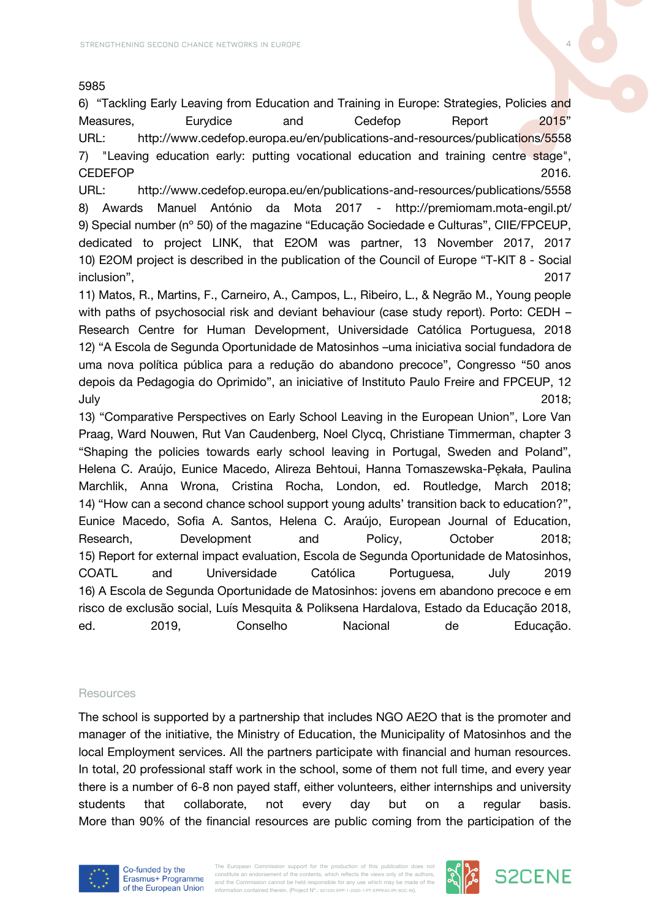5985

6) "Tackling Early Leaving from Education and Training in Europe: Strategies, Policies and Measures, Eurydice and Cedefop Report 2015" URL: http://www.cedefop.europa.eu/en/publications-and-resources/publications/5558

7) "Leaving education early: putting vocational education and training centre stage", CEDEFOP 2016. URL: http://www.cedefop.europa.eu/en/publications-and-resources/publications/5558

8) Awards Manuel António da Mota 2017 - http://premiomam.mota-engil.pt/

9) Special number (nº 50) of the magazine "Educação Sociedade e Culturas", CIIE/FPCEUP, dedicated to project LINK, that E2OM was partner, 13 November 2017, 2017

10) E2OM project is described in the publication of the Council of Europe "T-KIT 8 - Social inclusion", 2017

11) Matos, R., Martins, F., Carneiro, A., Campos, L., Ribeiro, L., & Negrão M., Young people with paths of psychosocial risk and deviant behaviour (case study report). Porto: CEDH – Research Centre for Human Development, Universidade Católica Portuguesa, 2018

12) "A Escola de Segunda Oportunidade de Matosinhos –uma iniciativa social fundadora de uma nova política pública para a redução do abandono precoce", Congresso "50 anos depois da Pedagogia do Oprimido", an iniciative of Instituto Paulo Freire and FPCEUP, 12 July 2018;

13) "Comparative Perspectives on Early School Leaving in the European Union", Lore Van Praag, Ward Nouwen, Rut Van Caudenberg, Noel Clycq, Christiane Timmerman, chapter 3 "Shaping the policies towards early school leaving in Portugal, Sweden and Poland", Helena C. Araújo, Eunice Macedo, Alireza Behtoui, Hanna Tomaszewska-Pękała, Paulina Marchlik, Anna Wrona, Cristina Rocha, London, ed. Routledge, March 2018;

14) "How can a second chance school support young adults' transition back to education?", Eunice Macedo, Sofia A. Santos, Helena C. Araújo, European Journal of Education, Research, Development and Policy, October 2018;

15) Report for external impact evaluation, Escola de Segunda Oportunidade de Matosinhos, COATL and Universidade Católica Portuguesa, July 2019

16) A Escola de Segunda Oportunidade de Matosinhos: jovens em abandono precoce e em risco de exclusão social, Luís Mesquita & Poliksena Hardalova, Estado da Educação 2018, ed. 2019, Conselho Nacional de Educação.

## Resources

The school is supported by a partnership that includes NGO AE2O that is the promoter and manager of the initiative, the Ministry of Education, the Municipality of Matosinhos and the local Employment services. All the partners participate with financial and human resources. In total, 20 professional staff work in the school, some of them not full time, and every year there is a number of 6-8 non payed staff, either volunteers, either internships and university students that collaborate, not every day but on a regular basis. More than 90% of the financial resources are public coming from the participation of the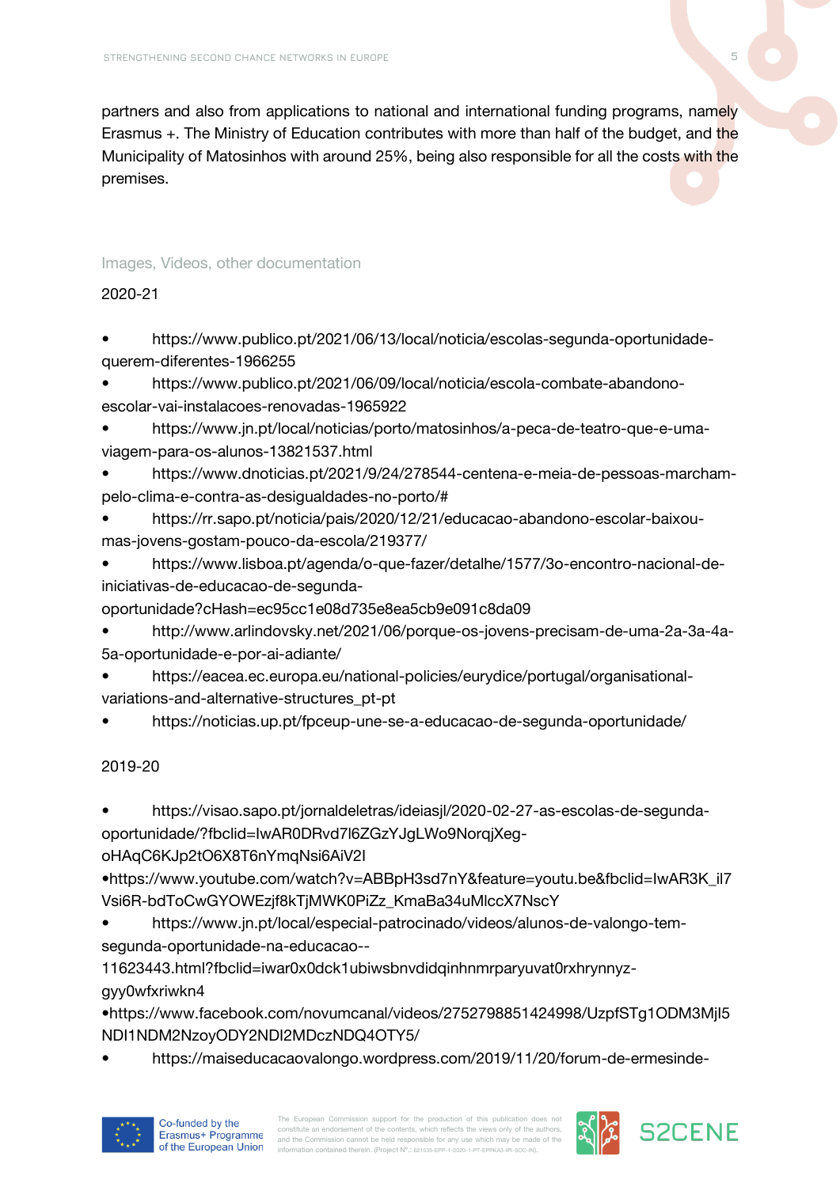partners and also from applications to national and international funding programs, namely Erasmus +. The Ministry of Education contributes with more than half of the budget, and the Municipality of Matosinhos with around 25%, being also responsible for all the costs with the premises.

### Images, Videos, other documentation

2020-21

- https://www.publico.pt/2021/06/13/local/noticia/escolas-segunda-oportunidade-querem-diferentes-1966255
- https://www.publico.pt/2021/06/09/local/noticia/escola-combate-abandono-escolar-vai-instalacoes-renovadas-1965922
- https://www.jn.pt/local/noticias/porto/matosinhos/a-peca-de-teatro-que-e-uma-viagem-para-os-alunos-13821537.html
- https://www.dnoticias.pt/2021/9/24/278544-centena-e-meia-de-pessoas-marcham-pelo-clima-e-contra-as-desigualdades-no-porto/#
- https://rr.sapo.pt/noticia/pais/2020/12/21/educacao-abandono-escolar-baixou-mas-jovens-gostam-pouco-da-escola/219377/
- https://www.lisboa.pt/agenda/o-que-fazer/detalhe/1577/3o-encontro-nacional-de-iniciativas-de-educacao-de-segunda-oportunidade?cHash=ec95cc1e08d735e8ea5cb9e091c8da09
- http://www.arlindovsky.net/2021/06/porque-os-jovens-precisam-de-uma-2a-3a-4a-5a-oportunidade-e-por-ai-adiante/
- https://eacea.ec.europa.eu/national-policies/eurydice/portugal/organisational-variations-and-alternative-structures_pt-pt
- https://noticias.up.pt/fpceup-une-se-a-educacao-de-segunda-oportunidade/

2019-20

- https://visao.sapo.pt/jornaldeletras/ideiasjl/2020-02-27-as-escolas-de-segunda-oportunidade/?fbclid=IwAR0DRvd7l6ZGzYJgLWo9NorqjXeg-oHAqC6KJp2tO6X8T6nYmqNsi6AiV2I
- https://www.youtube.com/watch?v=ABBpH3sd7nY&feature=youtu.be&fbclid=IwAR3K_il7Vsi6R-bdToCwGYOWEzjf8kTjMWK0PiZz_KmaBa34uMlccX7NscY
- https://www.jn.pt/local/especial-patrocinado/videos/alunos-de-valongo-tem-segunda-oportunidade-na-educacao--11623443.html?fbclid=iwar0x0dck1ubiwsbnvdidqinhnmrparyuvat0rxhrynnyz-gyy0wfxriwkn4
- https://www.facebook.com/novumcanal/videos/2752798851424998/UzpfSTg1ODM3MjI5NDI1NDM2NzoyODY2NDI2MDczNDQ4OTY5/
- https://maiseducacaovalongo.wordpress.com/2019/11/20/forum-de-ermesinde-

Co-funded by the Erasmus+ Programme of the European Union

The European Commission support for the production of this publication does not constitute an endorsement of the contents, which reflects the views only of the authors, and the Commission cannot be held responsible for any use which may be made of the information contained therein. (Project N°.: 621535-EPP-1-2020-1-PT-EPPKA3-IPI-SOC-IN).

S2CENE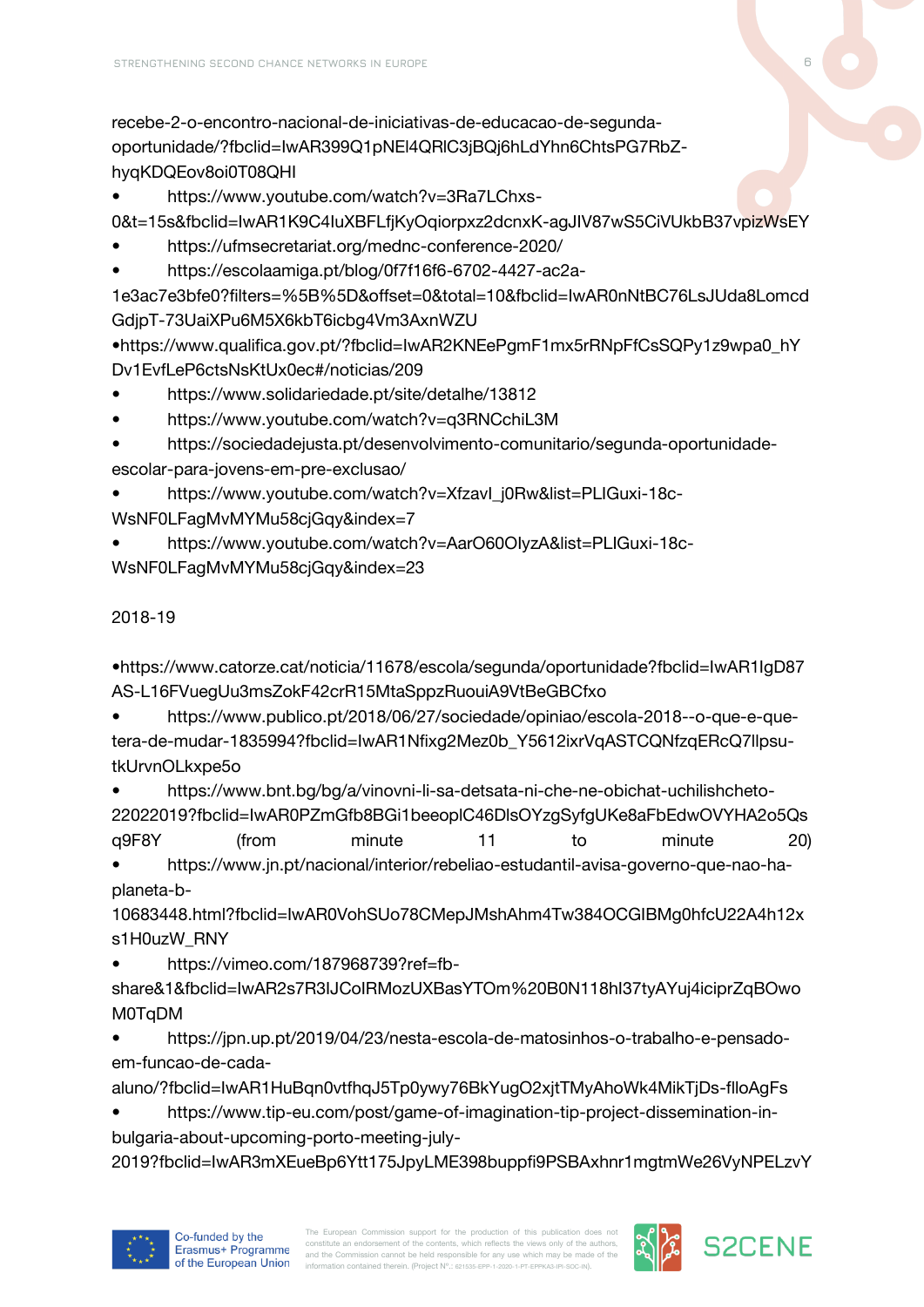recebe-2-o-encontro-nacional-de-iniciativas-de-educacao-de-segunda-oportunidade/?fbclid=IwAR399Q1pNEl4QRlC3jBQj6hLdYhn6ChtsPG7RbZ-hyqKDQEov8oi0T08QHI

- https://www.youtube.com/watch?v=3Ra7LChxs-0&t=15s&fbclid=IwAR1K9C4IuXBFLfjKyOqiorpxz2dcnxK-agJIV87wS5CiVUkbB37vpizWsEY
- https://ufmsecretariat.org/mednc-conference-2020/
- https://escolaamiga.pt/blog/0f7f16f6-6702-4427-ac2a-1e3ac7e3bfe0?filters=%5B%5D&offset=0&total=10&fbclid=IwAR0nNtBC76LsJUda8LomcdGdjpT-73UaiXPu6M5X6kbT6icbg4Vm3AxnWZU
- https://www.qualifica.gov.pt/?fbclid=IwAR2KNEePgmF1mx5rRNpFfCsSQPy1z9wpa0_hYDv1EvfLeP6ctsNsKtUx0ec#/noticias/209
- https://www.solidariedade.pt/site/detalhe/13812
- https://www.youtube.com/watch?v=q3RNCchiL3M
- https://sociedadejusta.pt/desenvolvimento-comunitario/segunda-oportunidade-escolar-para-jovens-em-pre-exclusao/
- https://www.youtube.com/watch?v=XfzavI_j0Rw&list=PLIGuxi-18c-WsNF0LFagMvMYMu58cjGqy&index=7
- https://www.youtube.com/watch?v=AarO60OlyzA&list=PLIGuxi-18c-WsNF0LFagMvMYMu58cjGqy&index=23

2018-19

- https://www.catorze.cat/noticia/11678/escola/segunda/oportunidade?fbclid=IwAR1IgD87AS-L16FVuegUu3msZokF42crR15MtaSppzRuouiA9VtBeGBCfxo
- https://www.publico.pt/2018/06/27/sociedade/opiniao/escola-2018--o-que-e-que-tera-de-mudar-1835994?fbclid=IwAR1Nfixg2Mez0b_Y5612ixrVqASTCQNfzqERcQ7llpsu-tkUrvnOLkxpe5o
- https://www.bnt.bg/bg/a/vinovni-li-sa-detsata-ni-che-ne-obichat-uchilishcheto-22022019?fbclid=IwAR0PZmGfb8BGi1beeopIC46DlsOYzgSyfgUKe8aFbEdwOVYHA2o5Qsq9F8Y (from minute 11 to minute 20)
- https://www.jn.pt/nacional/interior/rebeliao-estudantil-avisa-governo-que-nao-ha-planeta-b-10683448.html?fbclid=IwAR0VohSUo78CMepJMshAhm4Tw384OCGIBMg0hfcU22A4h12xs1H0uzW_RNY
- https://vimeo.com/187968739?ref=fb-share&1&fbclid=IwAR2s7R3IJCoIRMozUXBasYTOm%20B0N118hI37tyAYuj4iciprZqBOwoM0TqDM
- https://jpn.up.pt/2019/04/23/nesta-escola-de-matosinhos-o-trabalho-e-pensado-em-funcao-de-cada-aluno/?fbclid=IwAR1HuBqn0vtfhqJ5Tp0ywy76BkYugO2xjtTMyAhoWk4MikTjDs-flloAgFs
- https://www.tip-eu.com/post/game-of-imagination-tip-project-dissemination-in-bulgaria-about-upcoming-porto-meeting-july-2019?fbclid=IwAR3mXEueBp6Ytt175JpyLME398buppfi9PSBAxhnr1mgtmWe26VyNPELzvY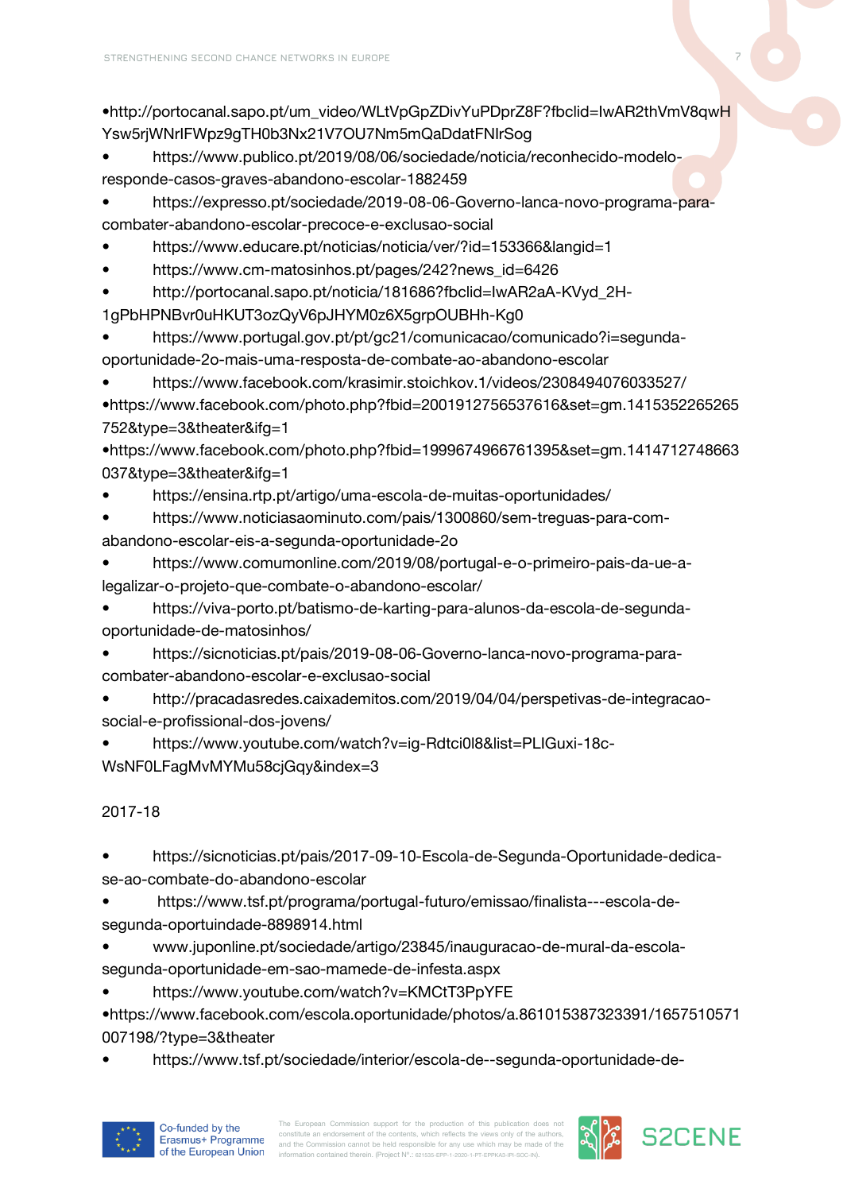- http://portocanal.sapo.pt/um_video/WLtVpGpZDivYuPDprZ8F?fbclid=IwAR2thVmV8qwHYsw5rjWNrIFWpz9gTH0b3Nx21V7OU7Nm5mQaDdatFNIrSog
- https://www.publico.pt/2019/08/06/sociedade/noticia/reconhecido-modelo-responde-casos-graves-abandono-escolar-1882459
- https://expresso.pt/sociedade/2019-08-06-Governo-lanca-novo-programa-para-combater-abandono-escolar-precoce-e-exclusao-social
- https://www.educare.pt/noticias/noticia/ver/?id=153366&langid=1
- https://www.cm-matosinhos.pt/pages/242?news_id=6426
- http://portocanal.sapo.pt/noticia/181686?fbclid=IwAR2aA-KVyd_2H-1gPbHPNBvr0uHKUT3ozQyV6pJHYM0z6X5grpOUBHh-Kg0
- https://www.portugal.gov.pt/pt/gc21/comunicacao/comunicado?i=segunda-oportunidade-2o-mais-uma-resposta-de-combate-ao-abandono-escolar
- https://www.facebook.com/krasimir.stoichkov.1/videos/2308494076033527/
- https://www.facebook.com/photo.php?fbid=2001912756537616&set=gm.1415352265265752&type=3&theater&ifg=1
- https://www.facebook.com/photo.php?fbid=1999674966761395&set=gm.1414712748663037&type=3&theater&ifg=1
- https://ensina.rtp.pt/artigo/uma-escola-de-muitas-oportunidades/
- https://www.noticiasaominuto.com/pais/1300860/sem-treguas-para-com-abandono-escolar-eis-a-segunda-oportunidade-2o
- https://www.comumonline.com/2019/08/portugal-e-o-primeiro-pais-da-ue-a-legalizar-o-projeto-que-combate-o-abandono-escolar/
- https://viva-porto.pt/batismo-de-karting-para-alunos-da-escola-de-segunda-oportunidade-de-matosinhos/
- https://sicnoticias.pt/pais/2019-08-06-Governo-lanca-novo-programa-para-combater-abandono-escolar-e-exclusao-social
- http://pracadasredes.caixademitos.com/2019/04/04/perspetivas-de-integracao-social-e-profissional-dos-jovens/
- https://www.youtube.com/watch?v=ig-Rdtci0l8&list=PLIGuxi-18c-WsNF0LFagMvMYMu58cjGqy&index=3

2017-18

- https://sicnoticias.pt/pais/2017-09-10-Escola-de-Segunda-Oportunidade-dedica-se-ao-combate-do-abandono-escolar
- https://www.tsf.pt/programa/portugal-futuro/emissao/finalista---escola-de-segunda-oportuindade-8898914.html
- www.juponline.pt/sociedade/artigo/23845/inauguracao-de-mural-da-escola-segunda-oportunidade-em-sao-mamede-de-infesta.aspx
- https://www.youtube.com/watch?v=KMCtT3PpYFE
- https://www.facebook.com/escola.oportunidade/photos/a.861015387323391/1657510571007198/?type=3&theater
- https://www.tsf.pt/sociedade/interior/escola-de--segunda-oportunidade-de-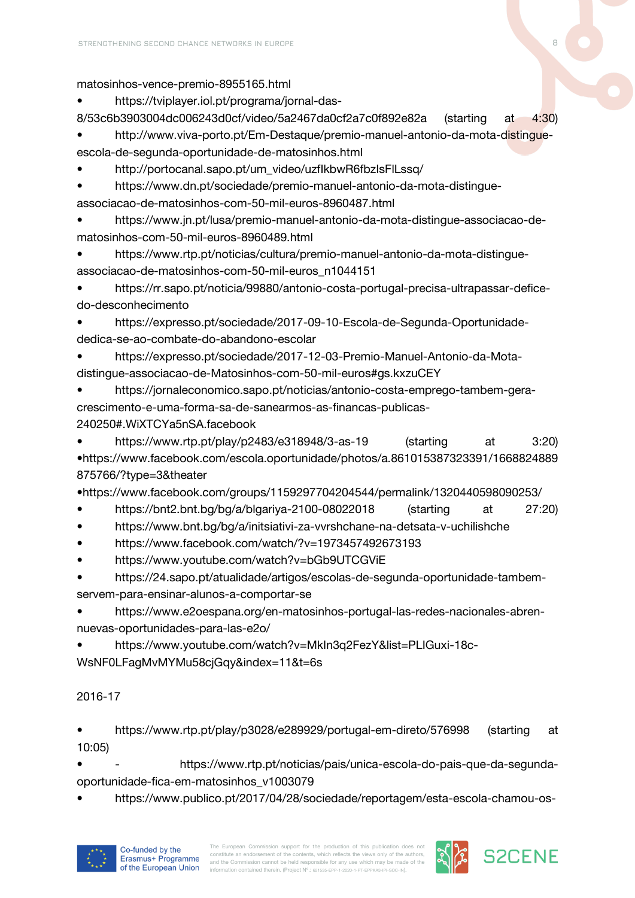matosinhos-vence-premio-8955165.html

- https://tviplayer.iol.pt/programa/jornal-das-8/53c6b3903004dc006243d0cf/video/5a2467da0cf2a7c0f892e82a (starting at 4:30)
- http://www.viva-porto.pt/Em-Destaque/premio-manuel-antonio-da-mota-distingue-escola-de-segunda-oportunidade-de-matosinhos.html
- http://portocanal.sapo.pt/um_video/uzfIkbwR6fbzIsFILssq/
- https://www.dn.pt/sociedade/premio-manuel-antonio-da-mota-distingue-associacao-de-matosinhos-com-50-mil-euros-8960487.html
- https://www.jn.pt/lusa/premio-manuel-antonio-da-mota-distingue-associacao-de-matosinhos-com-50-mil-euros-8960489.html
- https://www.rtp.pt/noticias/cultura/premio-manuel-antonio-da-mota-distingue-associacao-de-matosinhos-com-50-mil-euros_n1044151
- https://rr.sapo.pt/noticia/99880/antonio-costa-portugal-precisa-ultrapassar-defice-do-desconhecimento
- https://expresso.pt/sociedade/2017-09-10-Escola-de-Segunda-Oportunidade-dedica-se-ao-combate-do-abandono-escolar
- https://expresso.pt/sociedade/2017-12-03-Premio-Manuel-Antonio-da-Mota-distingue-associacao-de-Matosinhos-com-50-mil-euros#gs.kxzuCEY
- https://jornaleconomico.sapo.pt/noticias/antonio-costa-emprego-tambem-gera-crescimento-e-uma-forma-sa-de-sanearmos-as-financas-publicas-240250#.WiXTCYa5nSA.facebook
- https://www.rtp.pt/play/p2483/e318948/3-as-19 (starting at 3:20)
- https://www.facebook.com/escola.oportunidade/photos/a.861015387323391/1668824889875766/?type=3&theater
- https://www.facebook.com/groups/1159297704204544/permalink/1320440598090253/
- https://bnt2.bnt.bg/bg/a/blgariya-2100-08022018 (starting at 27:20)
- https://www.bnt.bg/bg/a/initsiativi-za-vvrshchane-na-detsata-v-uchilishche
- https://www.facebook.com/watch/?v=1973457492673193
- https://www.youtube.com/watch?v=bGb9UTCGViE
- https://24.sapo.pt/atualidade/artigos/escolas-de-segunda-oportunidade-tambem-servem-para-ensinar-alunos-a-comportar-se
- https://www.e2oespana.org/en-matosinhos-portugal-las-redes-nacionales-abren-nuevas-oportunidades-para-las-e2o/
- https://www.youtube.com/watch?v=MkIn3q2FezY&list=PLIGuxi-18c-WsNF0LFagMvMYMu58cjGqy&index=11&t=6s

2016-17

- https://www.rtp.pt/play/p3028/e289929/portugal-em-direto/576998 (starting at 10:05)
- - https://www.rtp.pt/noticias/pais/unica-escola-do-pais-que-da-segunda-oportunidade-fica-em-matosinhos_v1003079
- https://www.publico.pt/2017/04/28/sociedade/reportagem/esta-escola-chamou-os-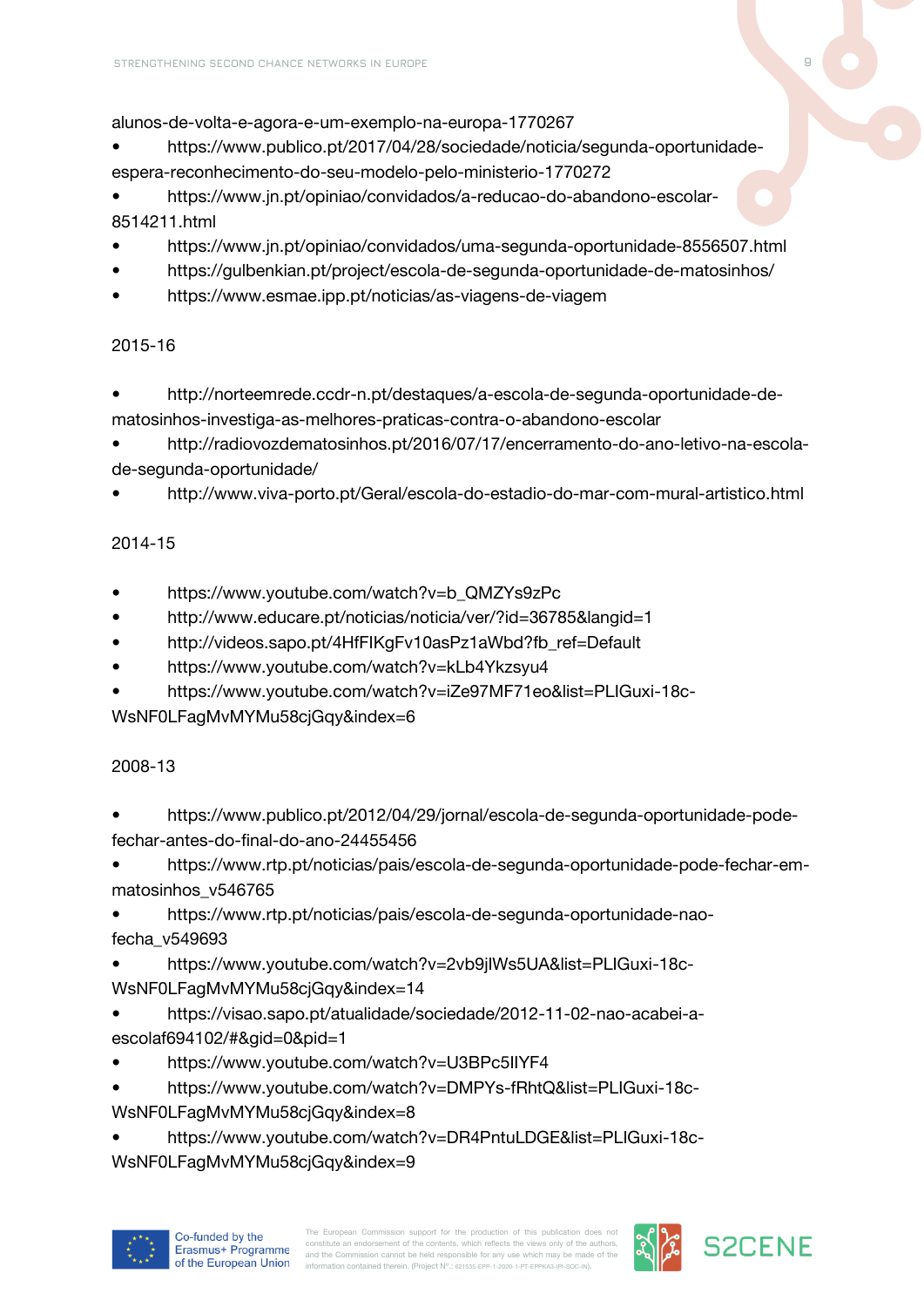alunos-de-volta-e-agora-e-um-exemplo-na-europa-1770267

- https://www.publico.pt/2017/04/28/sociedade/noticia/segunda-oportunidade-espera-reconhecimento-do-seu-modelo-pelo-ministerio-1770272
- https://www.jn.pt/opiniao/convidados/a-reducao-do-abandono-escolar-8514211.html
- https://www.jn.pt/opiniao/convidados/uma-segunda-oportunidade-8556507.html
- https://gulbenkian.pt/project/escola-de-segunda-oportunidade-de-matosinhos/
- https://www.esmae.ipp.pt/noticias/as-viagens-de-viagem

2015-16

- http://norteemrede.ccdr-n.pt/destaques/a-escola-de-segunda-oportunidade-de-matosinhos-investiga-as-melhores-praticas-contra-o-abandono-escolar
- http://radiovozdematosinhos.pt/2016/07/17/encerramento-do-ano-letivo-na-escola-de-segunda-oportunidade/
- http://www.viva-porto.pt/Geral/escola-do-estadio-do-mar-com-mural-artistico.html

2014-15

- https://www.youtube.com/watch?v=b_QMZYs9zPc
- http://www.educare.pt/noticias/noticia/ver/?id=36785&langid=1
- http://videos.sapo.pt/4HfFIKgFv10asPz1aWbd?fb_ref=Default
- https://www.youtube.com/watch?v=kLb4Ykzsyu4
- https://www.youtube.com/watch?v=iZe97MF71eo&list=PLIGuxi-18c-WsNF0LFagMvMYMu58cjGqy&index=6

2008-13

- https://www.publico.pt/2012/04/29/jornal/escola-de-segunda-oportunidade-pode-fechar-antes-do-final-do-ano-24455456
- https://www.rtp.pt/noticias/pais/escola-de-segunda-oportunidade-pode-fechar-em-matosinhos_v546765
- https://www.rtp.pt/noticias/pais/escola-de-segunda-oportunidade-nao-fecha_v549693
- https://www.youtube.com/watch?v=2vb9jIWs5UA&list=PLIGuxi-18c-WsNF0LFagMvMYMu58cjGqy&index=14
- https://visao.sapo.pt/atualidade/sociedade/2012-11-02-nao-acabei-a-escolaf694102/#&gid=0&pid=1
- https://www.youtube.com/watch?v=U3BPc5IIYF4
- https://www.youtube.com/watch?v=DMPYs-fRhtQ&list=PLIGuxi-18c-WsNF0LFagMvMYMu58cjGqy&index=8
- https://www.youtube.com/watch?v=DR4PntuLDGE&list=PLIGuxi-18c-WsNF0LFagMvMYMu58cjGqy&index=9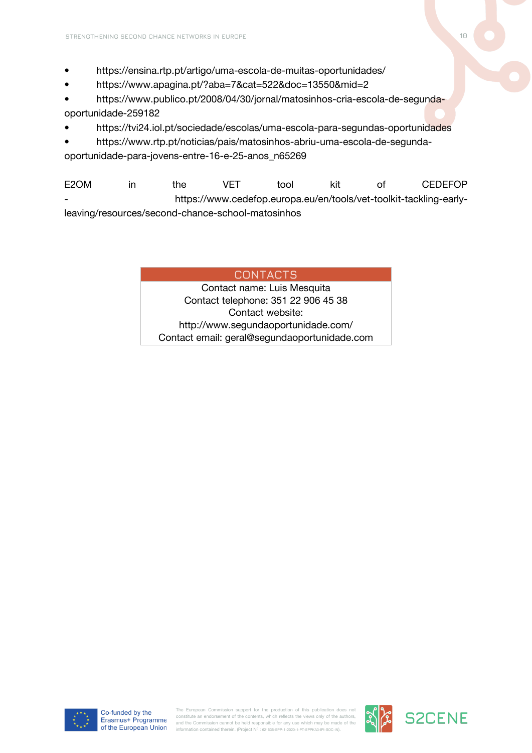- https://ensina.rtp.pt/artigo/uma-escola-de-muitas-oportunidades/
- https://www.apagina.pt/?aba=7&cat=522&doc=13550&mid=2
- https://www.publico.pt/2008/04/30/jornal/matosinhos-cria-escola-de-segunda-oportunidade-259182
- https://tvi24.iol.pt/sociedade/escolas/uma-escola-para-segundas-oportunidades
- https://www.rtp.pt/noticias/pais/matosinhos-abriu-uma-escola-de-segunda-oportunidade-para-jovens-entre-16-e-25-anos_n65269

E2OM in the VET tool kit of CEDEFOP - https://www.cedefop.europa.eu/en/tools/vet-toolkit-tackling-early-leaving/resources/second-chance-school-matosinhos

| CONTACTS |
| --- |
| Contact name: Luis Mesquita<br>Contact telephone: 351 22 906 45 38<br>Contact website:<br>http://www.segundaoportunidade.com/<br>Contact email: geral@segundaoportunidade.com |

Co-funded by the Erasmus+ Programme of the European Union

The European Commission support for the production of this publication does not constitute an endorsement of the contents, which reflects the views only of the authors, and the Commission cannot be held responsible for any use which may be made of the information contained therein. (Project N°.: 621535-EPP-1-2020-1-PT-EPPKA3-IPI-SOC-IN).

S2CENE